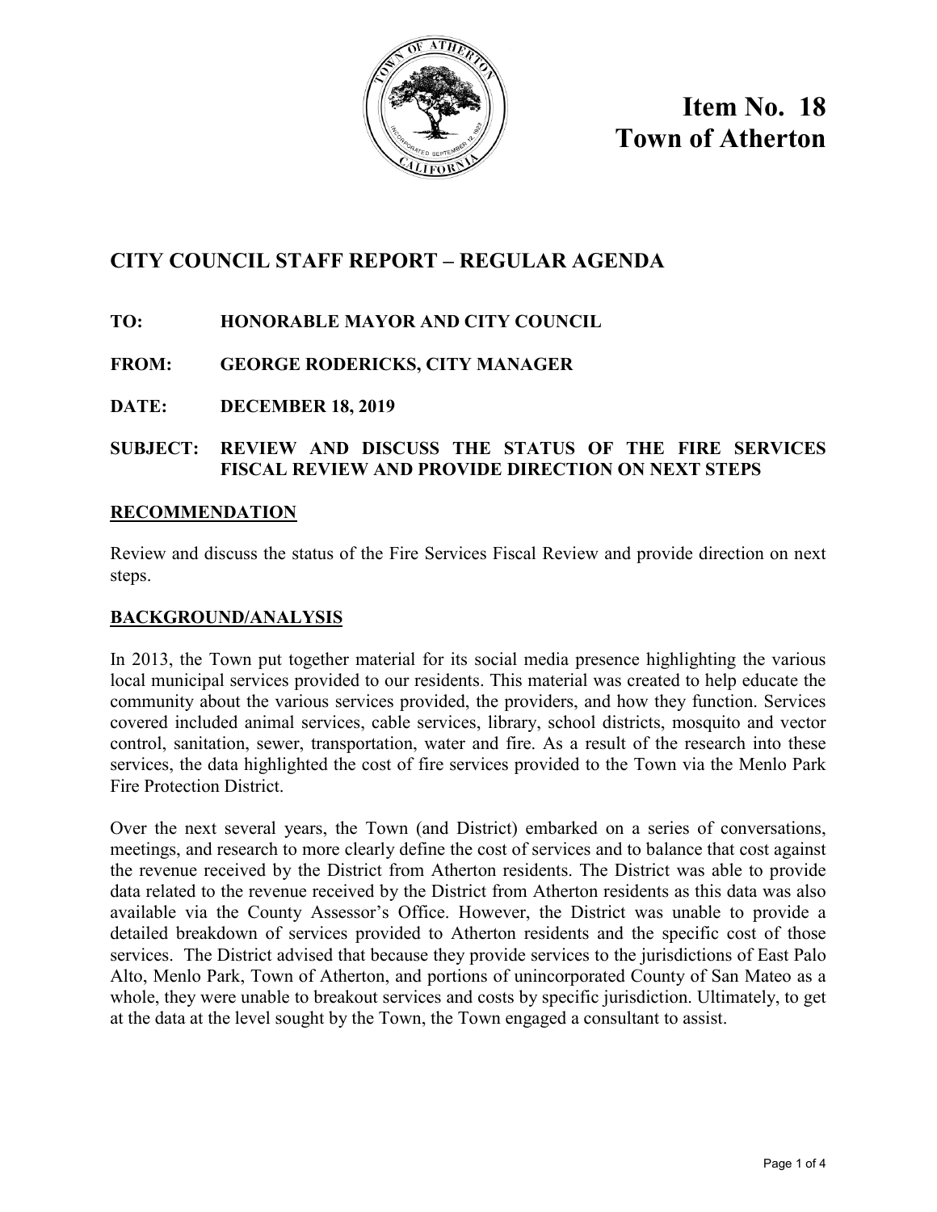# Item No. 18
# Town of Atherton

## CITY COUNCIL STAFF REPORT – REGULAR AGENDA

**TO:** HONORABLE MAYOR AND CITY COUNCIL

**FROM:** GEORGE RODERICKS, CITY MANAGER

**DATE:** DECEMBER 18, 2019

**SUBJECT:** REVIEW AND DISCUSS THE STATUS OF THE FIRE SERVICES FISCAL REVIEW AND PROVIDE DIRECTION ON NEXT STEPS

### RECOMMENDATION

Review and discuss the status of the Fire Services Fiscal Review and provide direction on next steps.

### BACKGROUND/ANALYSIS

In 2013, the Town put together material for its social media presence highlighting the various local municipal services provided to our residents. This material was created to help educate the community about the various services provided, the providers, and how they function. Services covered included animal services, cable services, library, school districts, mosquito and vector control, sanitation, sewer, transportation, water and fire. As a result of the research into these services, the data highlighted the cost of fire services provided to the Town via the Menlo Park Fire Protection District.

Over the next several years, the Town (and District) embarked on a series of conversations, meetings, and research to more clearly define the cost of services and to balance that cost against the revenue received by the District from Atherton residents. The District was able to provide data related to the revenue received by the District from Atherton residents as this data was also available via the County Assessor's Office. However, the District was unable to provide a detailed breakdown of services provided to Atherton residents and the specific cost of those services. The District advised that because they provide services to the jurisdictions of East Palo Alto, Menlo Park, Town of Atherton, and portions of unincorporated County of San Mateo as a whole, they were unable to breakout services and costs by specific jurisdiction. Ultimately, to get at the data at the level sought by the Town, the Town engaged a consultant to assist.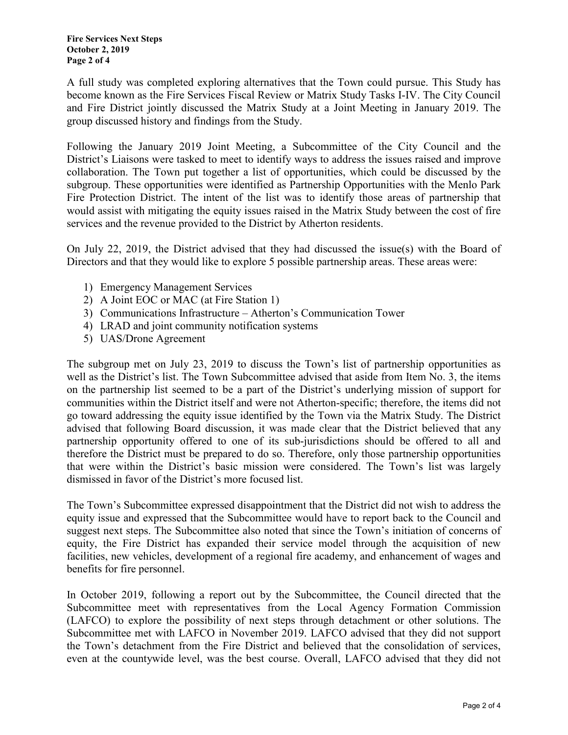A full study was completed exploring alternatives that the Town could pursue. This Study has become known as the Fire Services Fiscal Review or Matrix Study Tasks I-IV. The City Council and Fire District jointly discussed the Matrix Study at a Joint Meeting in January 2019. The group discussed history and findings from the Study.

Following the January 2019 Joint Meeting, a Subcommittee of the City Council and the District's Liaisons were tasked to meet to identify ways to address the issues raised and improve collaboration. The Town put together a list of opportunities, which could be discussed by the subgroup. These opportunities were identified as Partnership Opportunities with the Menlo Park Fire Protection District. The intent of the list was to identify those areas of partnership that would assist with mitigating the equity issues raised in the Matrix Study between the cost of fire services and the revenue provided to the District by Atherton residents.

On July 22, 2019, the District advised that they had discussed the issue(s) with the Board of Directors and that they would like to explore 5 possible partnership areas. These areas were:

1) Emergency Management Services
2) A Joint EOC or MAC (at Fire Station 1)
3) Communications Infrastructure – Atherton's Communication Tower
4) LRAD and joint community notification systems
5) UAS/Drone Agreement

The subgroup met on July 23, 2019 to discuss the Town's list of partnership opportunities as well as the District's list. The Town Subcommittee advised that aside from Item No. 3, the items on the partnership list seemed to be a part of the District's underlying mission of support for communities within the District itself and were not Atherton-specific; therefore, the items did not go toward addressing the equity issue identified by the Town via the Matrix Study. The District advised that following Board discussion, it was made clear that the District believed that any partnership opportunity offered to one of its sub-jurisdictions should be offered to all and therefore the District must be prepared to do so. Therefore, only those partnership opportunities that were within the District's basic mission were considered. The Town's list was largely dismissed in favor of the District's more focused list.

The Town's Subcommittee expressed disappointment that the District did not wish to address the equity issue and expressed that the Subcommittee would have to report back to the Council and suggest next steps. The Subcommittee also noted that since the Town's initiation of concerns of equity, the Fire District has expanded their service model through the acquisition of new facilities, new vehicles, development of a regional fire academy, and enhancement of wages and benefits for fire personnel.

In October 2019, following a report out by the Subcommittee, the Council directed that the Subcommittee meet with representatives from the Local Agency Formation Commission (LAFCO) to explore the possibility of next steps through detachment or other solutions. The Subcommittee met with LAFCO in November 2019. LAFCO advised that they did not support the Town's detachment from the Fire District and believed that the consolidation of services, even at the countywide level, was the best course. Overall, LAFCO advised that they did not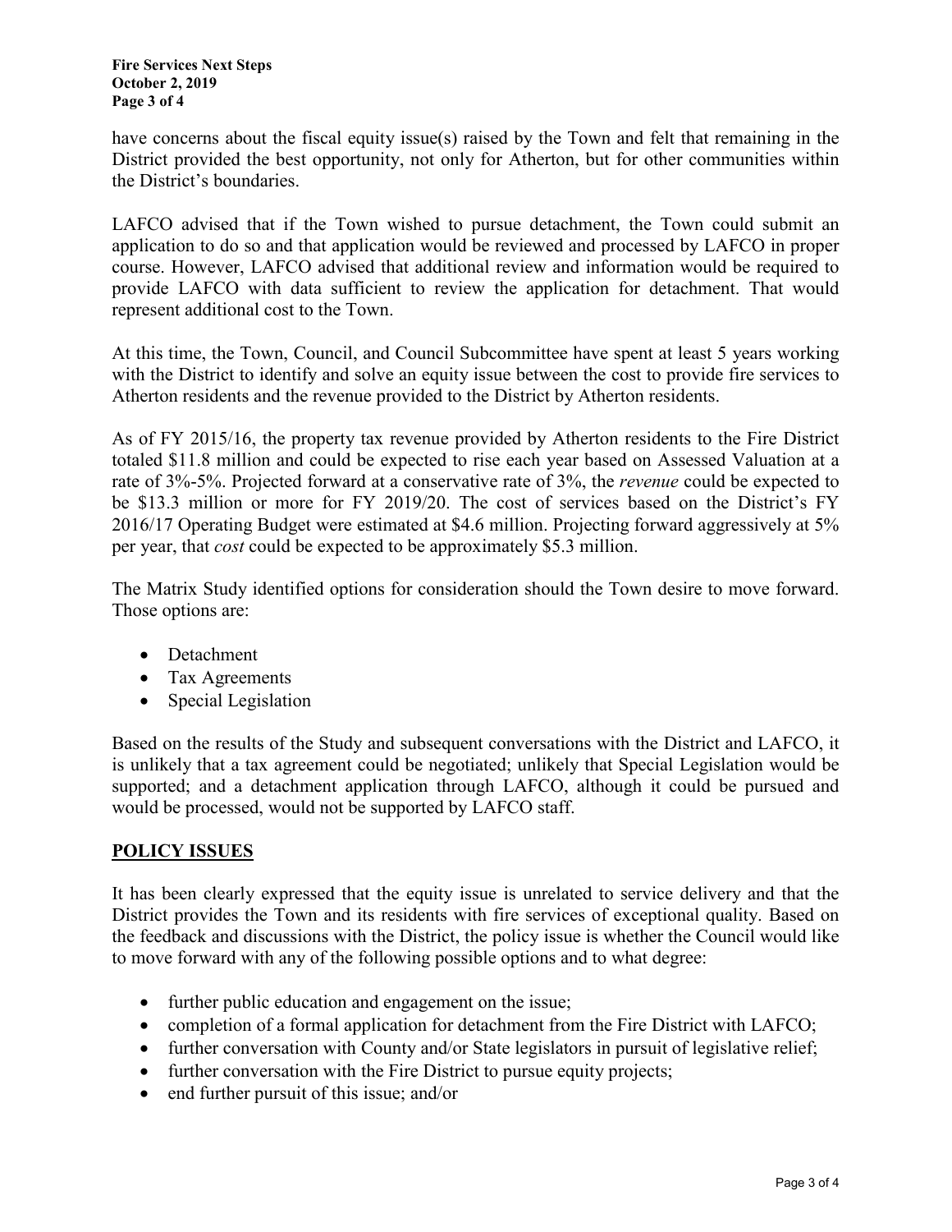have concerns about the fiscal equity issue(s) raised by the Town and felt that remaining in the District provided the best opportunity, not only for Atherton, but for other communities within the District's boundaries.

LAFCO advised that if the Town wished to pursue detachment, the Town could submit an application to do so and that application would be reviewed and processed by LAFCO in proper course. However, LAFCO advised that additional review and information would be required to provide LAFCO with data sufficient to review the application for detachment. That would represent additional cost to the Town.

At this time, the Town, Council, and Council Subcommittee have spent at least 5 years working with the District to identify and solve an equity issue between the cost to provide fire services to Atherton residents and the revenue provided to the District by Atherton residents.

As of FY 2015/16, the property tax revenue provided by Atherton residents to the Fire District totaled $11.8 million and could be expected to rise each year based on Assessed Valuation at a rate of 3%-5%. Projected forward at a conservative rate of 3%, the *revenue* could be expected to be $13.3 million or more for FY 2019/20. The cost of services based on the District's FY 2016/17 Operating Budget were estimated at $4.6 million. Projecting forward aggressively at 5% per year, that *cost* could be expected to be approximately $5.3 million.

The Matrix Study identified options for consideration should the Town desire to move forward. Those options are:

- Detachment
- Tax Agreements
- Special Legislation

Based on the results of the Study and subsequent conversations with the District and LAFCO, it is unlikely that a tax agreement could be negotiated; unlikely that Special Legislation would be supported; and a detachment application through LAFCO, although it could be pursued and would be processed, would not be supported by LAFCO staff.

## POLICY ISSUES

It has been clearly expressed that the equity issue is unrelated to service delivery and that the District provides the Town and its residents with fire services of exceptional quality. Based on the feedback and discussions with the District, the policy issue is whether the Council would like to move forward with any of the following possible options and to what degree:

- further public education and engagement on the issue;
- completion of a formal application for detachment from the Fire District with LAFCO;
- further conversation with County and/or State legislators in pursuit of legislative relief;
- further conversation with the Fire District to pursue equity projects;
- end further pursuit of this issue; and/or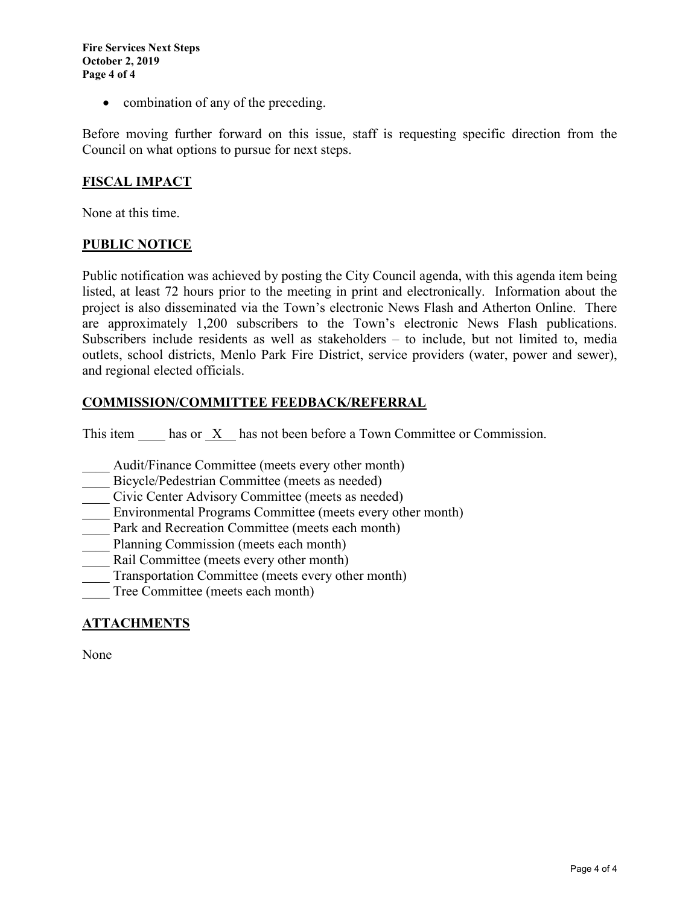- combination of any of the preceding.

Before moving further forward on this issue, staff is requesting specific direction from the Council on what options to pursue for next steps.

## FISCAL IMPACT

None at this time.

## PUBLIC NOTICE

Public notification was achieved by posting the City Council agenda, with this agenda item being listed, at least 72 hours prior to the meeting in print and electronically. Information about the project is also disseminated via the Town's electronic News Flash and Atherton Online. There are approximately 1,200 subscribers to the Town's electronic News Flash publications. Subscribers include residents as well as stakeholders – to include, but not limited to, media outlets, school districts, Menlo Park Fire District, service providers (water, power and sewer), and regional elected officials.

## COMMISSION/COMMITTEE FEEDBACK/REFERRAL

This item ____ has or _X_ has not been before a Town Committee or Commission.

____ Audit/Finance Committee (meets every other month)
____ Bicycle/Pedestrian Committee (meets as needed)
____ Civic Center Advisory Committee (meets as needed)
____ Environmental Programs Committee (meets every other month)
____ Park and Recreation Committee (meets each month)
____ Planning Commission (meets each month)
____ Rail Committee (meets every other month)
____ Transportation Committee (meets every other month)
____ Tree Committee (meets each month)

## ATTACHMENTS

None